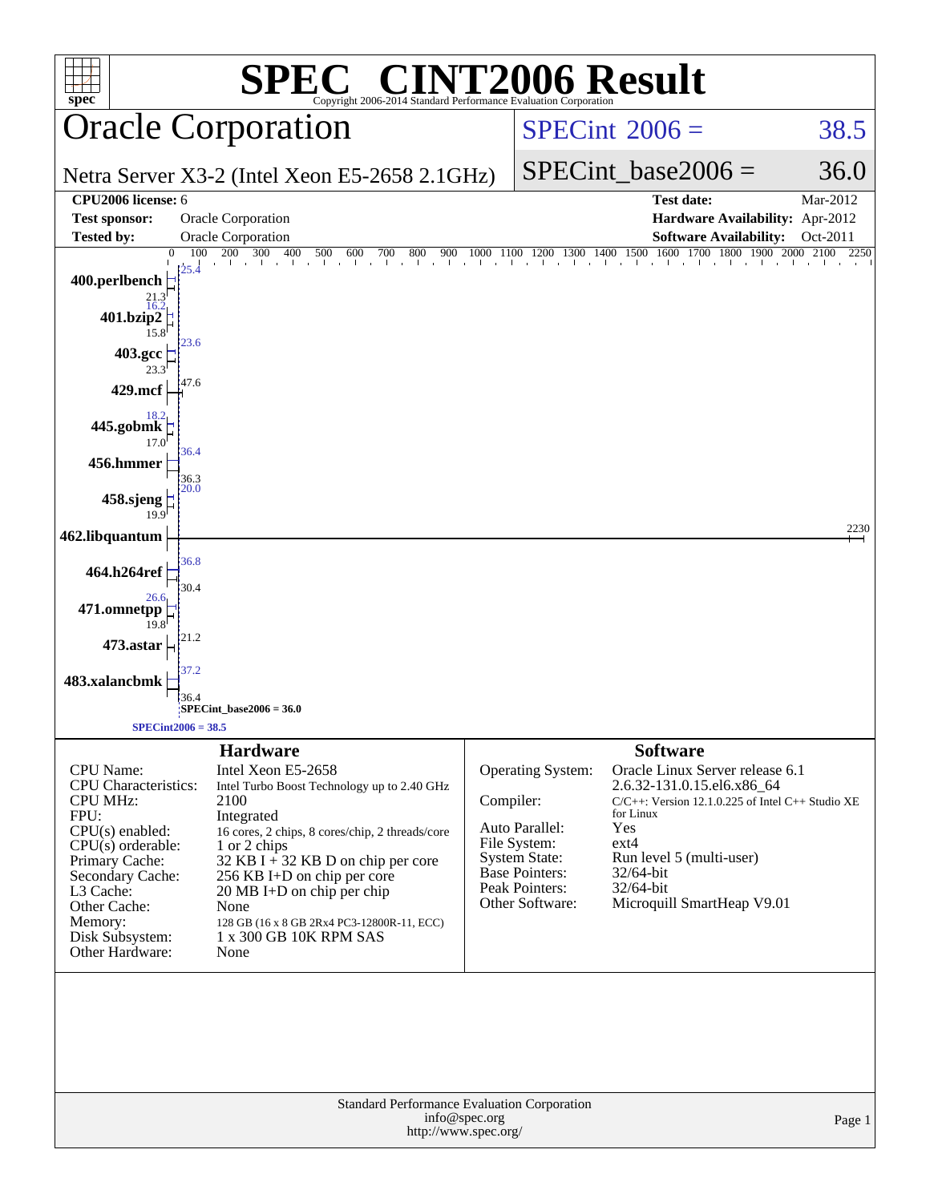# SPEC® CINT2006 Result

Copyright 2006-2014 Standard Performance Evaluation Corporation

## Oracle Corporation

Netra Server X3-2 (Intel Xeon E5-2658 2.1GHz)

SPECint 2006 = 38.5

SPECint_base2006 = 36.0

| | | | |
|---|---|---|---|
| **CPU2006 license:** 6 | | **Test date:** | Mar-2012 |
| **Test sponsor:** | Oracle Corporation | **Hardware Availability:** | Apr-2012 |
| **Tested by:** | Oracle Corporation | **Software Availability:** | Oct-2011 |

| Benchmark | Peak | Base |
|---|---|---|
| 400.perlbench | 25.4 | 21.3 |
| 401.bzip2 | 16.2 | 15.8 |
| 403.gcc | 23.6 | 23.3 |
| 429.mcf | 47.6 | |
| 445.gobmk | 18.2 | 17.0 |
| 456.hmmer | 36.4 | 36.3 |
| 458.sjeng | 20.0 | 19.9 |
| 462.libquantum | 2230 | |
| 464.h264ref | 36.8 | 30.4 |
| 471.omnetpp | 26.6 | 19.8 |
| 473.astar | 21.2 | |
| 483.xalancbmk | 37.2 | 36.4 |

SPECint_base2006 = 36.0

SPECint2006 = 38.5

## Hardware

| | |
|---|---|
| CPU Name: | Intel Xeon E5-2658 |
| CPU Characteristics: | Intel Turbo Boost Technology up to 2.40 GHz |
| CPU MHz: | 2100 |
| FPU: | Integrated |
| CPU(s) enabled: | 16 cores, 2 chips, 8 cores/chip, 2 threads/core |
| CPU(s) orderable: | 1 or 2 chips |
| Primary Cache: | 32 KB I + 32 KB D on chip per core |
| Secondary Cache: | 256 KB I+D on chip per core |
| L3 Cache: | 20 MB I+D on chip per chip |
| Other Cache: | None |
| Memory: | 128 GB (16 x 8 GB 2Rx4 PC3-12800R-11, ECC) |
| Disk Subsystem: | 1 x 300 GB 10K RPM SAS |
| Other Hardware: | None |

## Software

| | |
|---|---|
| Operating System: | Oracle Linux Server release 6.1 2.6.32-131.0.15.el6.x86_64 |
| Compiler: | C/C++: Version 12.1.0.225 of Intel C++ Studio XE for Linux |
| Auto Parallel: | Yes |
| File System: | ext4 |
| System State: | Run level 5 (multi-user) |
| Base Pointers: | 32/64-bit |
| Peak Pointers: | 32/64-bit |
| Other Software: | Microquill SmartHeap V9.01 |

Standard Performance Evaluation Corporation
info@spec.org
http://www.spec.org/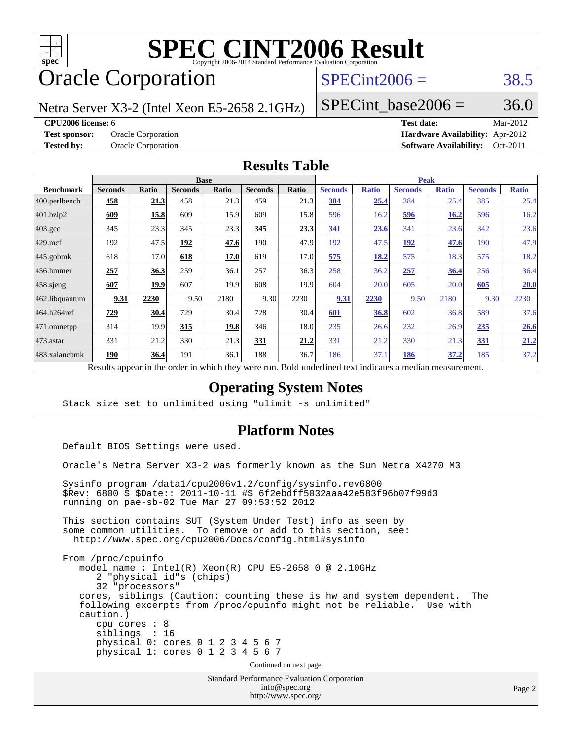# SPEC CINT2006 Result

Copyright 2006-2014 Standard Performance Evaluation Corporation

# Oracle Corporation

Netra Server X3-2 (Intel Xeon E5-2658 2.1GHz)

SPECint2006 = 38.5

SPECint_base2006 = 36.0

**CPU2006 license:** 6
**Test sponsor:** Oracle Corporation
**Tested by:** Oracle Corporation

**Test date:** Mar-2012
**Hardware Availability:** Apr-2012
**Software Availability:** Oct-2011

## Results Table

| Benchmark | Base | | | | | | Peak | | | | | |
|---|---|---|---|---|---|---|---|---|---|---|---|---|
| | Seconds | Ratio | Seconds | Ratio | Seconds | Ratio | Seconds | Ratio | Seconds | Ratio | Seconds | Ratio |
| 400.perlbench | **458** | **21.3** | 458 | 21.3 | 459 | 21.3 | **384** | **25.4** | 384 | 25.4 | 385 | 25.4 |
| 401.bzip2 | **609** | **15.8** | 609 | 15.9 | 609 | 15.8 | 596 | 16.2 | **596** | **16.2** | 596 | 16.2 |
| 403.gcc | 345 | 23.3 | 345 | 23.3 | **345** | **23.3** | **341** | **23.6** | 341 | 23.6 | 342 | 23.6 |
| 429.mcf | 192 | 47.5 | **192** | **47.6** | 190 | 47.9 | 192 | 47.5 | **192** | **47.6** | 190 | 47.9 |
| 445.gobmk | 618 | 17.0 | **618** | **17.0** | 619 | 17.0 | **575** | **18.2** | 575 | 18.3 | 575 | 18.2 |
| 456.hmmer | **257** | **36.3** | 259 | 36.1 | 257 | 36.3 | 258 | 36.2 | **257** | **36.4** | 256 | 36.4 |
| 458.sjeng | **607** | **19.9** | 607 | 19.9 | 608 | 19.9 | 604 | 20.0 | 605 | 20.0 | **605** | **20.0** |
| 462.libquantum | **9.31** | **2230** | 9.50 | 2180 | 9.30 | 2230 | **9.31** | **2230** | 9.50 | 2180 | 9.30 | 2230 |
| 464.h264ref | **729** | **30.4** | 729 | 30.4 | 728 | 30.4 | **601** | **36.8** | 602 | 36.8 | 589 | 37.6 |
| 471.omnetpp | 314 | 19.9 | **315** | **19.8** | 346 | 18.0 | 235 | 26.6 | 232 | 26.9 | **235** | **26.6** |
| 473.astar | 331 | 21.2 | 330 | 21.3 | **331** | **21.2** | 331 | 21.2 | 330 | 21.3 | **331** | **21.2** |
| 483.xalancbmk | **190** | **36.4** | 191 | 36.1 | 188 | 36.7 | 186 | 37.1 | **186** | **37.2** | 185 | 37.2 |

Results appear in the order in which they were run. Bold underlined text indicates a median measurement.

## Operating System Notes

```
Stack size set to unlimited using "ulimit -s unlimited"
```

## Platform Notes

```
Default BIOS Settings were used.

Oracle's Netra Server X3-2 was formerly known as the Sun Netra X4270 M3

Sysinfo program /data1/cpu2006v1.2/config/sysinfo.rev6800
$Rev: 6800 $ $Date:: 2011-10-11 #$ 6f2ebdff5032aaa42e583f96b07f99d3
running on pae-sb-02 Tue Mar 27 09:53:52 2012

This section contains SUT (System Under Test) info as seen by
some common utilities.  To remove or add to this section, see:
  http://www.spec.org/cpu2006/Docs/config.html#sysinfo

From /proc/cpuinfo
   model name : Intel(R) Xeon(R) CPU E5-2658 0 @ 2.10GHz
      2 "physical id"s (chips)
      32 "processors"
   cores, siblings (Caution: counting these is hw and system dependent.  The
   following excerpts from /proc/cpuinfo might not be reliable.  Use with
   caution.)
      cpu cores : 8
      siblings  : 16
      physical 0: cores 0 1 2 3 4 5 6 7
      physical 1: cores 0 1 2 3 4 5 6 7
```

Continued on next page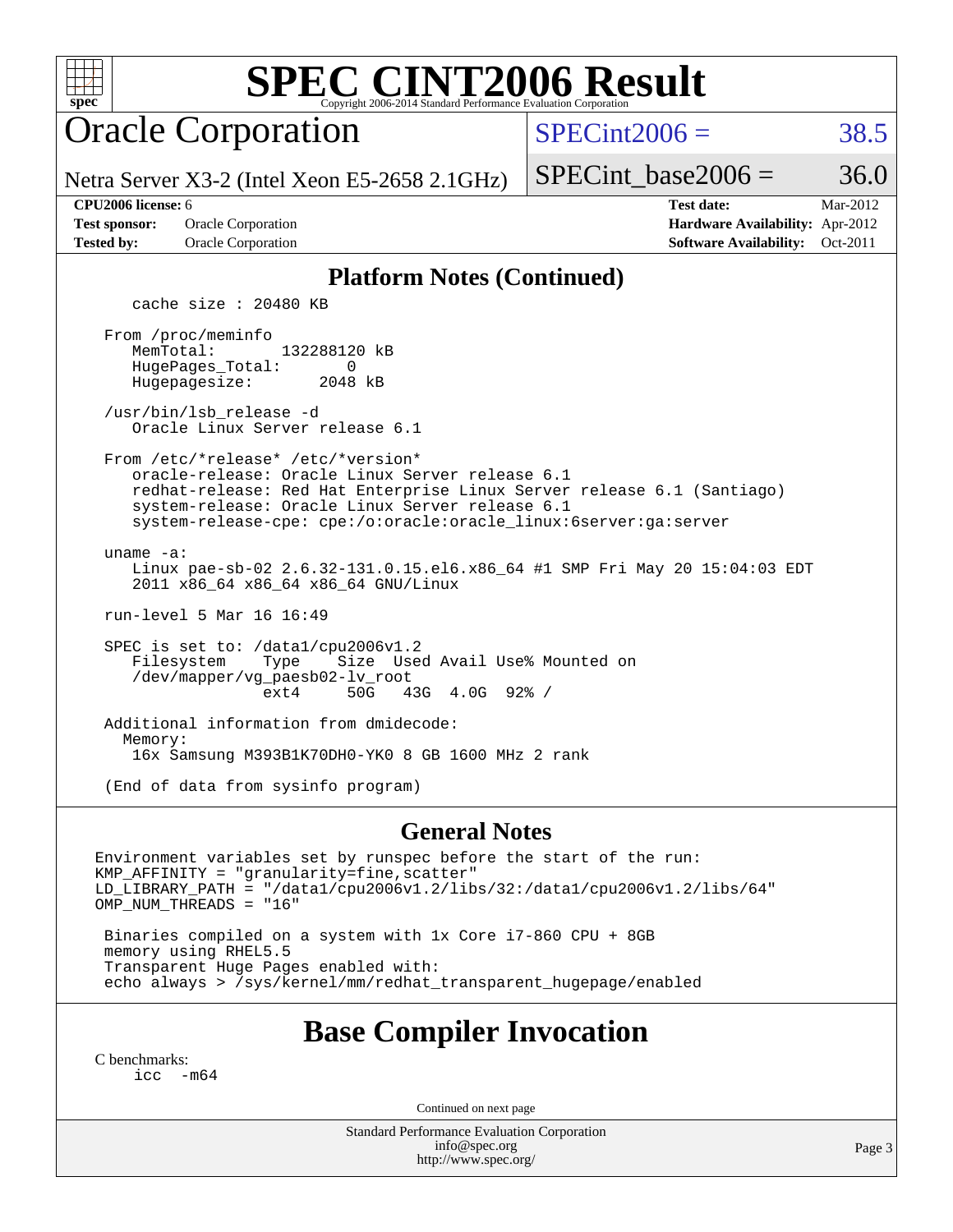# SPEC CINT2006 Result

## Oracle Corporation

Netra Server X3-2 (Intel Xeon E5-2658 2.1GHz)

SPECint2006 = 38.5

SPECint_base2006 = 36.0

**CPU2006 license:** 6
**Test sponsor:** Oracle Corporation
**Tested by:** Oracle Corporation

**Test date:** Mar-2012
**Hardware Availability:** Apr-2012
**Software Availability:** Oct-2011

### Platform Notes (Continued)

```
      cache size : 20480 KB

   From /proc/meminfo
      MemTotal:       132288120 kB
      HugePages_Total:       0
      Hugepagesize:       2048 kB

   /usr/bin/lsb_release -d
      Oracle Linux Server release 6.1

   From /etc/*release* /etc/*version*
      oracle-release: Oracle Linux Server release 6.1
      redhat-release: Red Hat Enterprise Linux Server release 6.1 (Santiago)
      system-release: Oracle Linux Server release 6.1
      system-release-cpe: cpe:/o:oracle:oracle_linux:6server:ga:server

   uname -a:
      Linux pae-sb-02 2.6.32-131.0.15.el6.x86_64 #1 SMP Fri May 20 15:04:03 EDT
      2011 x86_64 x86_64 x86_64 GNU/Linux

   run-level 5 Mar 16 16:49

   SPEC is set to: /data1/cpu2006v1.2
      Filesystem    Type    Size  Used Avail Use% Mounted on
      /dev/mapper/vg_paesb02-lv_root
                    ext4     50G   43G  4.0G  92% /

   Additional information from dmidecode:
     Memory:
      16x Samsung M393B1K70DH0-YK0 8 GB 1600 MHz 2 rank

   (End of data from sysinfo program)
```

### General Notes

```
Environment variables set by runspec before the start of the run:
KMP_AFFINITY = "granularity=fine,scatter"
LD_LIBRARY_PATH = "/data1/cpu2006v1.2/libs/32:/data1/cpu2006v1.2/libs/64"
OMP_NUM_THREADS = "16"

 Binaries compiled on a system with 1x Core i7-860 CPU + 8GB
 memory using RHEL5.5
 Transparent Huge Pages enabled with:
 echo always > /sys/kernel/mm/redhat_transparent_hugepage/enabled
```

## Base Compiler Invocation

C benchmarks:

```
icc  -m64
```

Continued on next page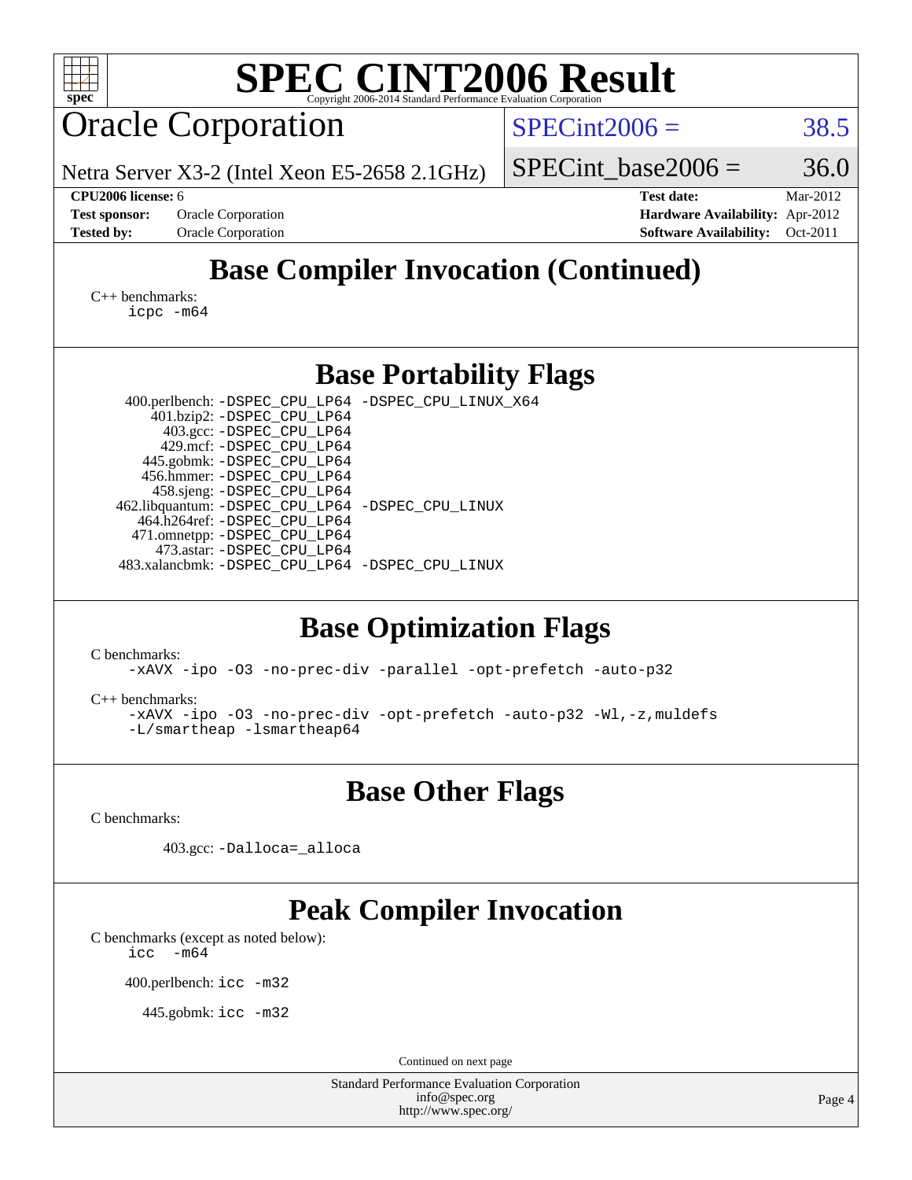# SPEC CINT2006 Result

Copyright 2006-2014 Standard Performance Evaluation Corporation

## Oracle Corporation

Netra Server X3-2 (Intel Xeon E5-2658 2.1GHz)

SPECint2006 = 38.5

SPECint_base2006 = 36.0

| | | | |
|---|---|---|---|
| **CPU2006 license:** 6 | | **Test date:** | Mar-2012 |
| **Test sponsor:** | Oracle Corporation | **Hardware Availability:** | Apr-2012 |
| **Tested by:** | Oracle Corporation | **Software Availability:** | Oct-2011 |

## Base Compiler Invocation (Continued)

C++ benchmarks:
```
icpc -m64
```

## Base Portability Flags

```
400.perlbench: -DSPEC_CPU_LP64 -DSPEC_CPU_LINUX_X64
    401.bzip2: -DSPEC_CPU_LP64
      403.gcc: -DSPEC_CPU_LP64
      429.mcf: -DSPEC_CPU_LP64
   445.gobmk: -DSPEC_CPU_LP64
   456.hmmer: -DSPEC_CPU_LP64
   458.sjeng: -DSPEC_CPU_LP64
462.libquantum: -DSPEC_CPU_LP64 -DSPEC_CPU_LINUX
  464.h264ref: -DSPEC_CPU_LP64
  471.omnetpp: -DSPEC_CPU_LP64
    473.astar: -DSPEC_CPU_LP64
483.xalancbmk: -DSPEC_CPU_LP64 -DSPEC_CPU_LINUX
```

## Base Optimization Flags

C benchmarks:
```
-xAVX -ipo -O3 -no-prec-div -parallel -opt-prefetch -auto-p32
```

C++ benchmarks:
```
-xAVX -ipo -O3 -no-prec-div -opt-prefetch -auto-p32 -Wl,-z,muldefs
-L/smartheap -lsmartheap64
```

## Base Other Flags

C benchmarks:

```
403.gcc: -Dalloca=_alloca
```

## Peak Compiler Invocation

C benchmarks (except as noted below):
```
icc  -m64
```

```
400.perlbench: icc -m32
```

```
445.gobmk: icc -m32
```

Continued on next page

Standard Performance Evaluation Corporation
info@spec.org
http://www.spec.org/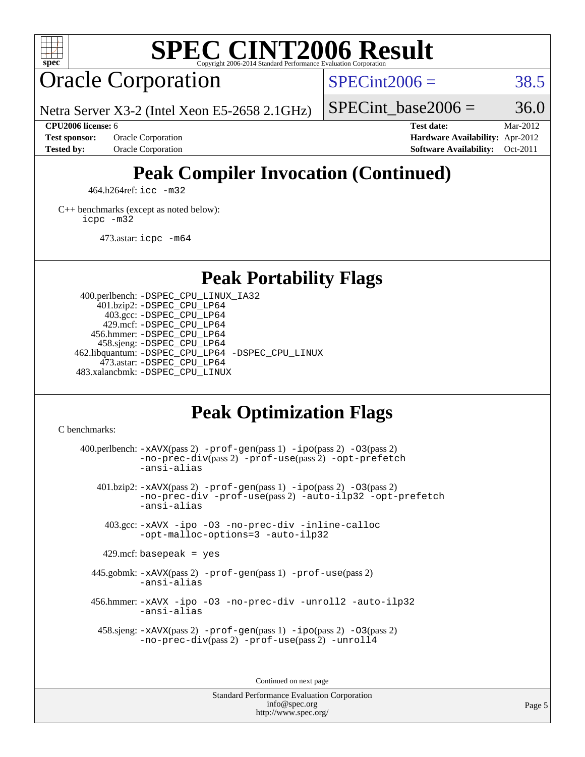# SPEC CINT2006 Result

Copyright 2006-2014 Standard Performance Evaluation Corporation

## Oracle Corporation

Netra Server X3-2 (Intel Xeon E5-2658 2.1GHz)

SPECint2006 = 38.5

SPECint_base2006 = 36.0

**CPU2006 license:** 6
**Test sponsor:** Oracle Corporation
**Tested by:** Oracle Corporation

**Test date:** Mar-2012
**Hardware Availability:** Apr-2012
**Software Availability:** Oct-2011

## Peak Compiler Invocation (Continued)

464.h264ref: `icc -m32`

C++ benchmarks (except as noted below):
`icpc -m32`

473.astar: `icpc -m64`

## Peak Portability Flags

400.perlbench: `-DSPEC_CPU_LINUX_IA32`
401.bzip2: `-DSPEC_CPU_LP64`
403.gcc: `-DSPEC_CPU_LP64`
429.mcf: `-DSPEC_CPU_LP64`
456.hmmer: `-DSPEC_CPU_LP64`
458.sjeng: `-DSPEC_CPU_LP64`
462.libquantum: `-DSPEC_CPU_LP64 -DSPEC_CPU_LINUX`
473.astar: `-DSPEC_CPU_LP64`
483.xalancbmk: `-DSPEC_CPU_LINUX`

## Peak Optimization Flags

C benchmarks:

400.perlbench: `-xAVX`(pass 2) `-prof-gen`(pass 1) `-ipo`(pass 2) `-O3`(pass 2) `-no-prec-div`(pass 2) `-prof-use`(pass 2) `-opt-prefetch` `-ansi-alias`

401.bzip2: `-xAVX`(pass 2) `-prof-gen`(pass 1) `-ipo`(pass 2) `-O3`(pass 2) `-no-prec-div` `-prof-use`(pass 2) `-auto-ilp32` `-opt-prefetch` `-ansi-alias`

403.gcc: `-xAVX -ipo -O3 -no-prec-div -inline-calloc -opt-malloc-options=3 -auto-ilp32`

429.mcf: `basepeak = yes`

445.gobmk: `-xAVX`(pass 2) `-prof-gen`(pass 1) `-prof-use`(pass 2) `-ansi-alias`

456.hmmer: `-xAVX -ipo -O3 -no-prec-div -unroll2 -auto-ilp32 -ansi-alias`

458.sjeng: `-xAVX`(pass 2) `-prof-gen`(pass 1) `-ipo`(pass 2) `-O3`(pass 2) `-no-prec-div`(pass 2) `-prof-use`(pass 2) `-unroll4`

Continued on next page

Standard Performance Evaluation Corporation
info@spec.org
http://www.spec.org/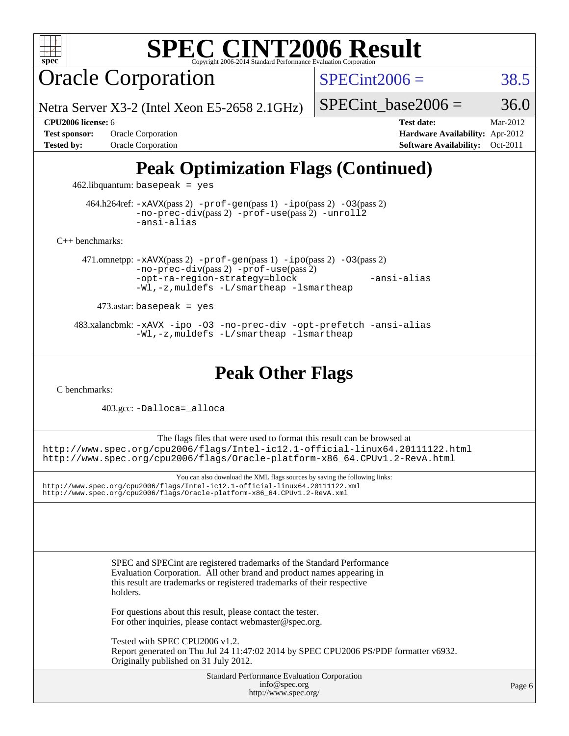# Peak Optimization Flags (Continued)

462.libquantum: basepeak = yes

464.h264ref: -xAVX(pass 2) -prof-gen(pass 1) -ipo(pass 2) -O3(pass 2) -no-prec-div(pass 2) -prof-use(pass 2) -unroll2 -ansi-alias

C++ benchmarks:

471.omnetpp: -xAVX(pass 2) -prof-gen(pass 1) -ipo(pass 2) -O3(pass 2) -no-prec-div(pass 2) -prof-use(pass 2) -opt-ra-region-strategy=block -ansi-alias -Wl,-z,muldefs -L/smartheap -lsmartheap

473.astar: basepeak = yes

483.xalancbmk: -xAVX -ipo -O3 -no-prec-div -opt-prefetch -ansi-alias -Wl,-z,muldefs -L/smartheap -lsmartheap

# Peak Other Flags

C benchmarks:

403.gcc: -Dalloca=_alloca

The flags files that were used to format this result can be browsed at
http://www.spec.org/cpu2006/flags/Intel-ic12.1-official-linux64.20111122.html
http://www.spec.org/cpu2006/flags/Oracle-platform-x86_64.CPUv1.2-RevA.html

You can also download the XML flags sources by saving the following links:
http://www.spec.org/cpu2006/flags/Intel-ic12.1-official-linux64.20111122.xml
http://www.spec.org/cpu2006/flags/Oracle-platform-x86_64.CPUv1.2-RevA.xml

SPEC and SPECint are registered trademarks of the Standard Performance Evaluation Corporation. All other brand and product names appearing in this result are trademarks or registered trademarks of their respective holders.

For questions about this result, please contact the tester.
For other inquiries, please contact webmaster@spec.org.

Tested with SPEC CPU2006 v1.2.
Report generated on Thu Jul 24 11:47:02 2014 by SPEC CPU2006 PS/PDF formatter v6932.
Originally published on 31 July 2012.